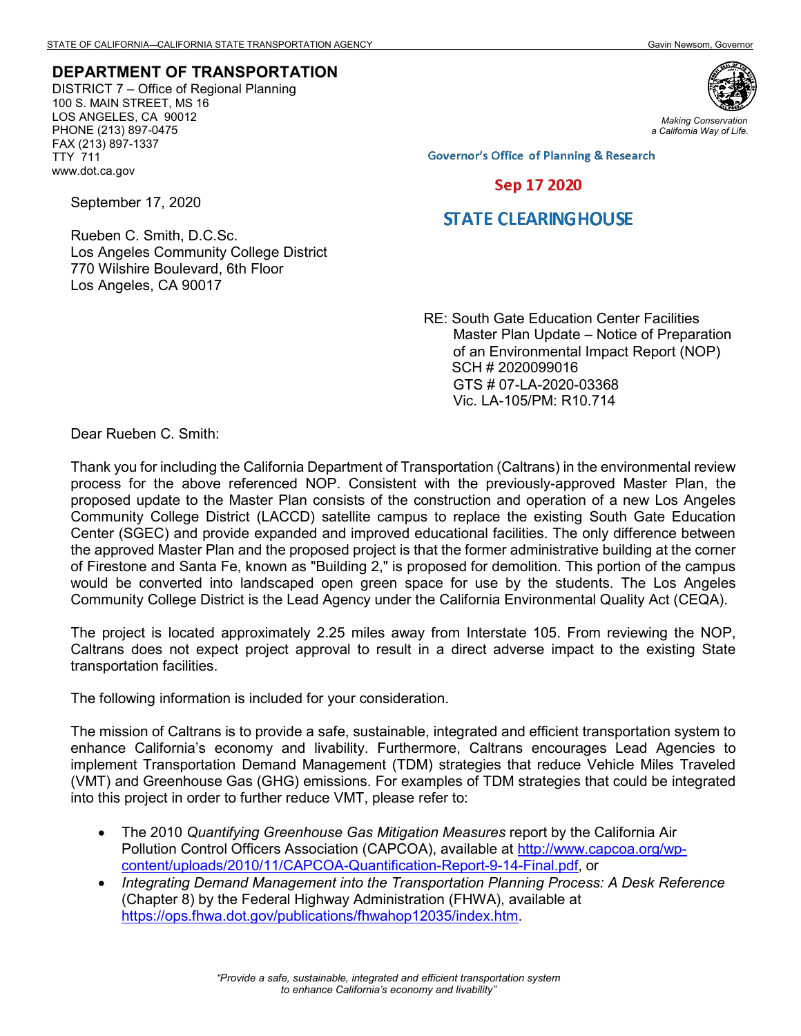STATE OF CALIFORNIA—CALIFORNIA STATE TRANSPORTATION AGENCY Gavin Newsom, Governor

**DEPARTMENT OF TRANSPORTATION**
DISTRICT 7 – Office of Regional Planning
100 S. MAIN STREET, MS 16
LOS ANGELES, CA 90012
PHONE (213) 897-0475
FAX (213) 897-1337
TTY 711
www.dot.ca.gov

*Making Conservation a California Way of Life.*

Governor's Office of Planning & Research

Sep 17 2020

STATE CLEARINGHOUSE

September 17, 2020

Rueben C. Smith, D.C.Sc.
Los Angeles Community College District
770 Wilshire Boulevard, 6th Floor
Los Angeles, CA 90017

RE: South Gate Education Center Facilities Master Plan Update – Notice of Preparation of an Environmental Impact Report (NOP)
SCH # 2020099016
GTS # 07-LA-2020-03368
Vic. LA-105/PM: R10.714

Dear Rueben C. Smith:

Thank you for including the California Department of Transportation (Caltrans) in the environmental review process for the above referenced NOP. Consistent with the previously-approved Master Plan, the proposed update to the Master Plan consists of the construction and operation of a new Los Angeles Community College District (LACCD) satellite campus to replace the existing South Gate Education Center (SGEC) and provide expanded and improved educational facilities. The only difference between the approved Master Plan and the proposed project is that the former administrative building at the corner of Firestone and Santa Fe, known as "Building 2," is proposed for demolition. This portion of the campus would be converted into landscaped open green space for use by the students. The Los Angeles Community College District is the Lead Agency under the California Environmental Quality Act (CEQA).

The project is located approximately 2.25 miles away from Interstate 105. From reviewing the NOP, Caltrans does not expect project approval to result in a direct adverse impact to the existing State transportation facilities.

The following information is included for your consideration.

The mission of Caltrans is to provide a safe, sustainable, integrated and efficient transportation system to enhance California's economy and livability. Furthermore, Caltrans encourages Lead Agencies to implement Transportation Demand Management (TDM) strategies that reduce Vehicle Miles Traveled (VMT) and Greenhouse Gas (GHG) emissions. For examples of TDM strategies that could be integrated into this project in order to further reduce VMT, please refer to:

- The 2010 *Quantifying Greenhouse Gas Mitigation Measures* report by the California Air Pollution Control Officers Association (CAPCOA), available at http://www.capcoa.org/wp-content/uploads/2010/11/CAPCOA-Quantification-Report-9-14-Final.pdf, or
- *Integrating Demand Management into the Transportation Planning Process: A Desk Reference* (Chapter 8) by the Federal Highway Administration (FHWA), available at https://ops.fhwa.dot.gov/publications/fhwahop12035/index.htm.

*"Provide a safe, sustainable, integrated and efficient transportation system to enhance California's economy and livability"*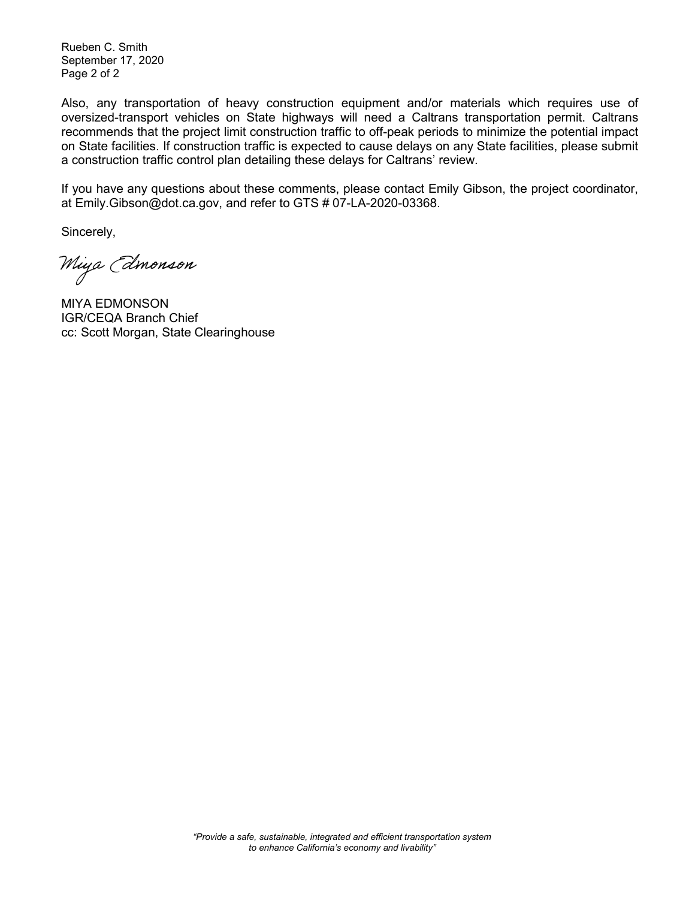Also, any transportation of heavy construction equipment and/or materials which requires use of oversized-transport vehicles on State highways will need a Caltrans transportation permit. Caltrans recommends that the project limit construction traffic to off-peak periods to minimize the potential impact on State facilities. If construction traffic is expected to cause delays on any State facilities, please submit a construction traffic control plan detailing these delays for Caltrans' review.

If you have any questions about these comments, please contact Emily Gibson, the project coordinator, at Emily.Gibson@dot.ca.gov, and refer to GTS # 07-LA-2020-03368.

Sincerely,

*Miya Edmonson*

MIYA EDMONSON
IGR/CEQA Branch Chief
cc: Scott Morgan, State Clearinghouse